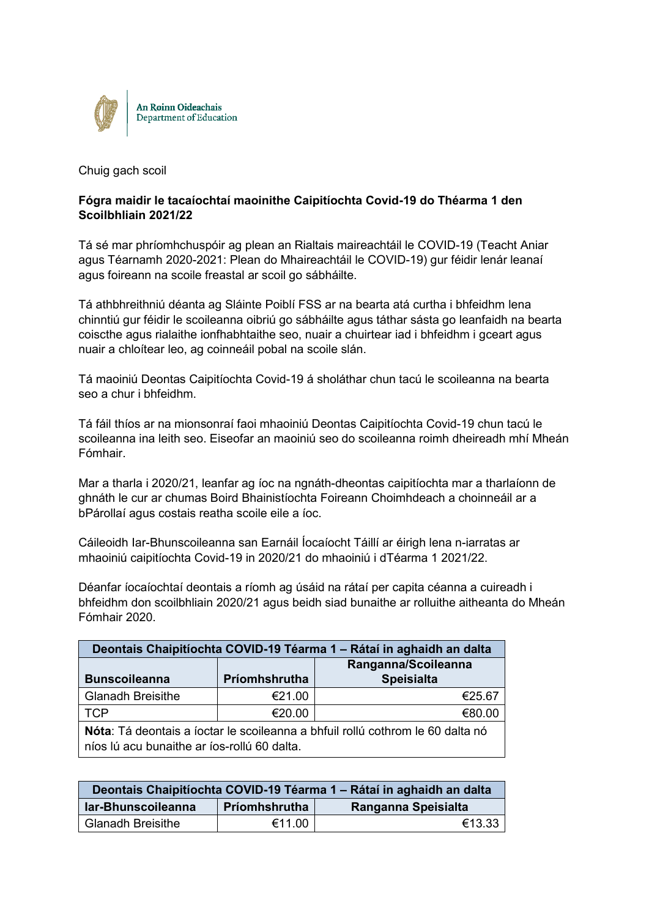An Roinn Oideachais
Department of Education

Chuig gach scoil

**Fógra maidir le tacaíochtaí maoinithe Caipitíochta Covid-19 do Théarma 1 den Scoilbhliain 2021/22**

Tá sé mar phríomhchuspóir ag plean an Rialtais maireachtáil le COVID-19 (Teacht Aniar agus Téarnamh 2020-2021: Plean do Mhaireachtáil le COVID-19) gur féidir lenár leanaí agus foireann na scoile freastal ar scoil go sábháilte.

Tá athbhreithniú déanta ag Sláinte Poiblí FSS ar na bearta atá curtha i bhfeidhm lena chinntiú gur féidir le scoileanna oibriú go sábháilte agus táthar sásta go leanfaidh na bearta coiscthe agus rialaithe ionfhabhtaithe seo, nuair a chuirtear iad i bhfeidhm i gceart agus nuair a chloítear leo, ag coinneáil pobal na scoile slán.

Tá maoiniú Deontas Caipitíochta Covid-19 á sholáthar chun tacú le scoileanna na bearta seo a chur i bhfeidhm.

Tá fáil thíos ar na mionsonraí faoi mhaoiniú Deontas Caipitíochta Covid-19 chun tacú le scoileanna ina leith seo. Eiseofar an maoiniú seo do scoileanna roimh dheireadh mhí Mheán Fómhair.

Mar a tharla i 2020/21, leanfar ag íoc na ngnáth-dheontas caipitíochta mar a tharlaíonn de ghnáth le cur ar chumas Boird Bhainistíochta Foireann Choimhdeach a choinneáil ar a bPárollaí agus costais reatha scoile eile a íoc.

Cáileoidh Iar-Bhunscoileanna san Earnáil Íocaíocht Táillí ar éirigh lena n-iarratas ar mhaoiniú caipitíochta Covid-19 in 2020/21 do mhaoiniú i dTéarma 1 2021/22.

Déanfar íocaíochtaí deontais a ríomh ag úsáid na rátaí per capita céanna a cuireadh i bhfeidhm don scoilbhliain 2020/21 agus beidh siad bunaithe ar rolluithe aitheanta do Mheán Fómhair 2020.

| Deontais Chaipitíochta COVID-19 Téarma 1 – Rátaí in aghaidh an dalta | | |
|---|---|---|
| **Bunscoileanna** | **Príomhshrutha** | **Ranganna/Scoileanna Speisialta** |
| Glanadh Breisithe | €21.00 | €25.67 |
| TCP | €20.00 | €80.00 |
| **Nóta**: Tá deontais a íoctar le scoileanna a bhfuil rollú cothrom le 60 dalta nó níos lú acu bunaithe ar íos-rollú 60 dalta. | | |

| Deontais Chaipitíochta COVID-19 Téarma 1 – Rátaí in aghaidh an dalta | | |
|---|---|---|
| **Iar-Bhunscoileanna** | **Príomhshrutha** | **Ranganna Speisialta** |
| Glanadh Breisithe | €11.00 | €13.33 |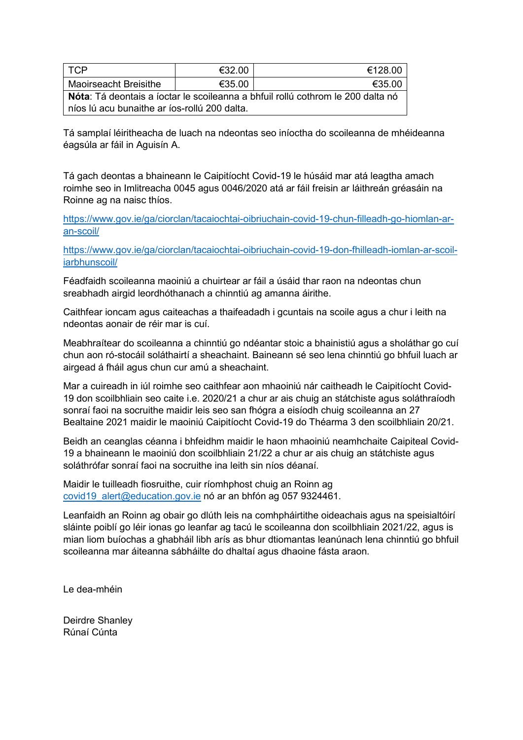| TCP | €32.00 | €128.00 |
|---|---|---|
| Maoirseacht Breisithe | €35.00 | €35.00 |
| **Nóta**: Tá deontais a íoctar le scoileanna a bhfuil rollú cothrom le 200 dalta nó níos lú acu bunaithe ar íos-rollú 200 dalta. | | |

Tá samplaí léiritheacha de luach na ndeontas seo iníoctha do scoileanna de mhéideanna éagsúla ar fáil in Aguisín A.

Tá gach deontas a bhaineann le Caipitíocht Covid-19 le húsáid mar atá leagtha amach roimhe seo in Imlitreacha 0045 agus 0046/2020 atá ar fáil freisin ar láithreán gréasáin na Roinne ag na naisc thíos.

https://www.gov.ie/ga/ciorclan/tacaiochtai-oibriuchain-covid-19-chun-filleadh-go-hiomlan-ar-an-scoil/

https://www.gov.ie/ga/ciorclan/tacaiochtai-oibriuchain-covid-19-don-fhilleadh-iomlan-ar-scoil-iarbhunscoil/

Féadfaidh scoileanna maoiniú a chuirtear ar fáil a úsáid thar raon na ndeontas chun sreabhadh airgid leordhóthanach a chinntiú ag amanna áirithe.

Caithfear ioncam agus caiteachas a thaifeadadh i gcuntais na scoile agus a chur i leith na ndeontas aonair de réir mar is cuí.

Meabhraítear do scoileanna a chinntiú go ndéantar stoic a bhainistiú agus a sholáthar go cuí chun aon ró-stocáil soláthairtí a sheachaint. Baineann sé seo lena chinntiú go bhfuil luach ar airgead á fháil agus chun cur amú a sheachaint.

Mar a cuireadh in iúl roimhe seo caithfear aon mhaoiniú nár caitheadh le Caipitíocht Covid-19 don scoilbhliain seo caite i.e. 2020/21 a chur ar ais chuig an státchiste agus soláthraíodh sonraí faoi na socruithe maidir leis seo san fhógra a eisíodh chuig scoileanna an 27 Bealtaine 2021 maidir le maoiniú Caipitíocht Covid-19 do Théarma 3 den scoilbhliain 20/21.

Beidh an ceanglas céanna i bhfeidhm maidir le haon mhaoiniú neamhchaite Caipiteal Covid-19 a bhaineann le maoiniú don scoilbhliain 21/22 a chur ar ais chuig an státchiste agus soláthrófar sonraí faoi na socruithe ina leith sin níos déanaí.

Maidir le tuilleadh fiosruithe, cuir ríomhphost chuig an Roinn ag covid19_alert@education.gov.ie nó ar an bhfón ag 057 9324461.

Leanfaidh an Roinn ag obair go dlúth leis na comhpháirtithe oideachais agus na speisialtóirí sláinte poiblí go léir ionas go leanfar ag tacú le scoileanna don scoilbhliain 2021/22, agus is mian liom buíochas a ghabháil libh arís as bhur dtiomantas leanúnach lena chinntiú go bhfuil scoileanna mar áiteanna sábháilte do dhaltaí agus dhaoine fásta araon.

Le dea-mhéin

Deirdre Shanley
Rúnaí Cúnta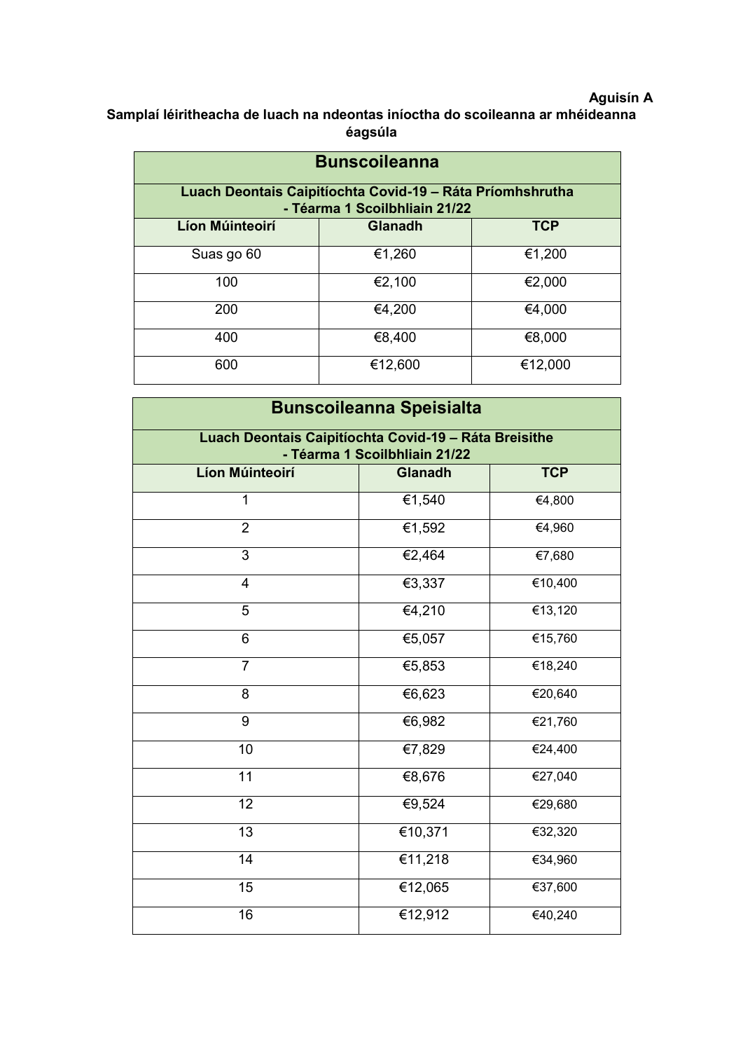**Aguisín A**

**Samplaí léiritheacha de luach na ndeontas iníoctha do scoileanna ar mhéideanna éagsúla**

| Bunscoileanna | | |
|---|---|---|
| **Luach Deontais Caipitíochta Covid-19 – Ráta Príomhshrutha - Téarma 1 Scoilbhliain 21/22** | | |
| **Líon Múinteoirí** | **Glanadh** | **TCP** |
| Suas go 60 | €1,260 | €1,200 |
| 100 | €2,100 | €2,000 |
| 200 | €4,200 | €4,000 |
| 400 | €8,400 | €8,000 |
| 600 | €12,600 | €12,000 |

| Bunscoileanna Speisialta | | |
|---|---|---|
| **Luach Deontais Caipitíochta Covid-19 – Ráta Breisithe - Téarma 1 Scoilbhliain 21/22** | | |
| **Líon Múinteoirí** | **Glanadh** | **TCP** |
| 1 | €1,540 | €4,800 |
| 2 | €1,592 | €4,960 |
| 3 | €2,464 | €7,680 |
| 4 | €3,337 | €10,400 |
| 5 | €4,210 | €13,120 |
| 6 | €5,057 | €15,760 |
| 7 | €5,853 | €18,240 |
| 8 | €6,623 | €20,640 |
| 9 | €6,982 | €21,760 |
| 10 | €7,829 | €24,400 |
| 11 | €8,676 | €27,040 |
| 12 | €9,524 | €29,680 |
| 13 | €10,371 | €32,320 |
| 14 | €11,218 | €34,960 |
| 15 | €12,065 | €37,600 |
| 16 | €12,912 | €40,240 |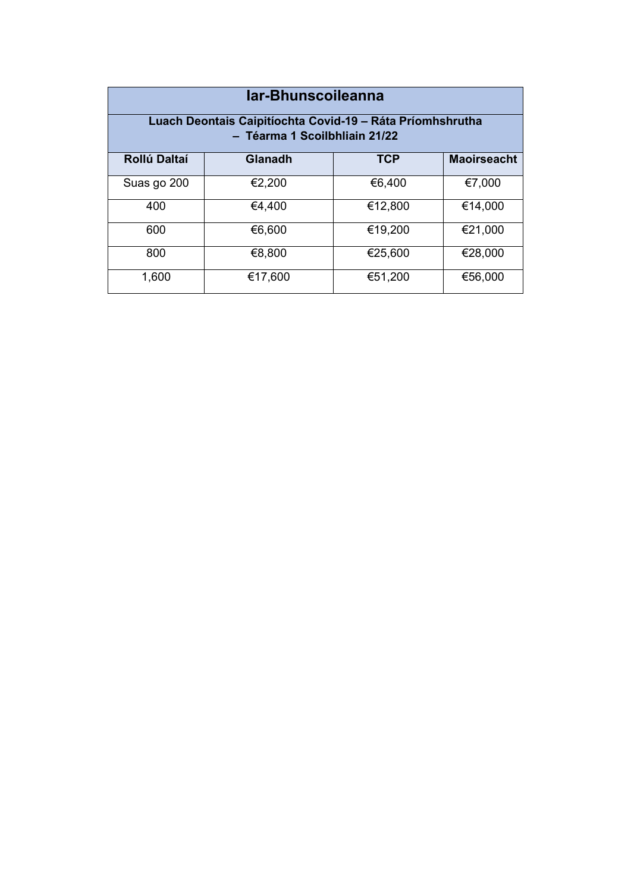| Iar-Bhunscoileanna | | | |
| --- | --- | --- | --- |
| **Luach Deontais Caipitíochta Covid-19 – Ráta Príomhshrutha – Téarma 1 Scoilbhliain 21/22** | | | |
| **Rollú Daltaí** | **Glanadh** | **TCP** | **Maoirseacht** |
| Suas go 200 | €2,200 | €6,400 | €7,000 |
| 400 | €4,400 | €12,800 | €14,000 |
| 600 | €6,600 | €19,200 | €21,000 |
| 800 | €8,800 | €25,600 | €28,000 |
| 1,600 | €17,600 | €51,200 | €56,000 |